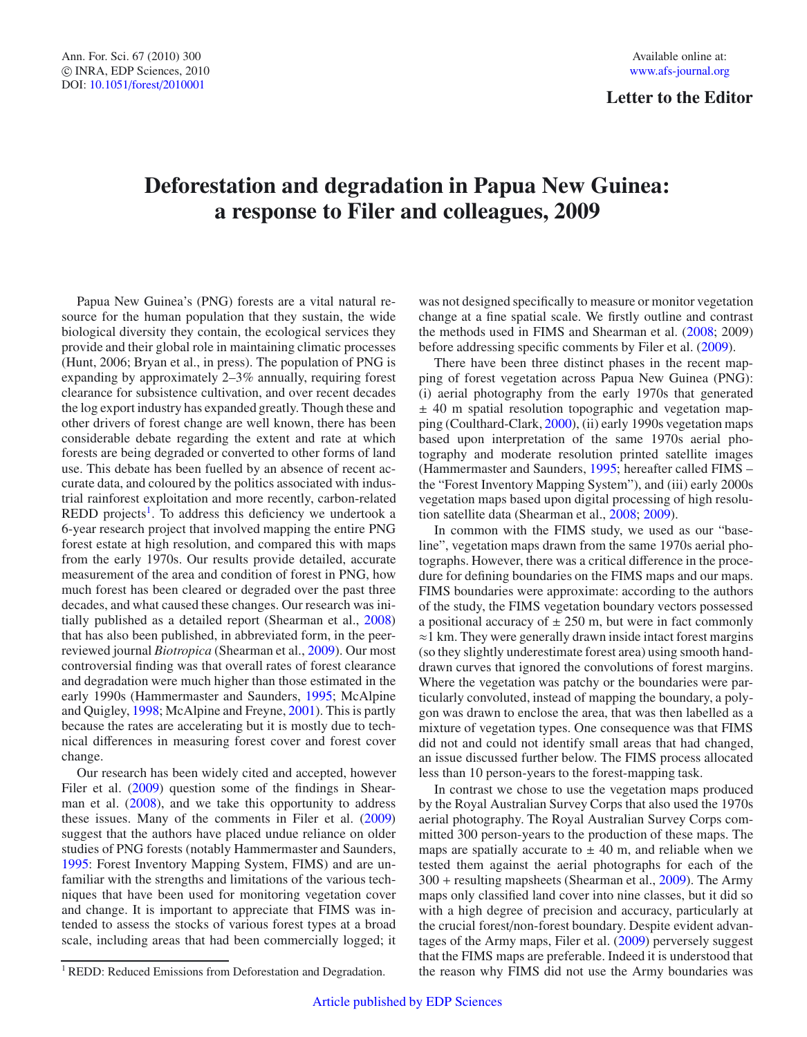Letter to the Editor

# Deforestation and degradation in Papua New Guinea: a response to Filer and colleagues, 2009

Papua New Guinea's (PNG) forests are a vital natural resource for the human population that they sustain, the wide biological diversity they contain, the ecological services they provide and their global role in maintaining climatic processes (Hunt, 2006; Bryan et al., in press). The population of PNG is expanding by approximately 2–3% annually, requiring forest clearance for subsistence cultivation, and over recent decades the log export industry has expanded greatly. Though these and other drivers of forest change are well known, there has been considerable debate regarding the extent and rate at which forests are being degraded or converted to other forms of land use. This debate has been fuelled by an absence of recent accurate data, and coloured by the politics associated with industrial rainforest exploitation and more recently, carbon-related REDD projects[1]. To address this deficiency we undertook a 6-year research project that involved mapping the entire PNG forest estate at high resolution, and compared this with maps from the early 1970s. Our results provide detailed, accurate measurement of the area and condition of forest in PNG, how much forest has been cleared or degraded over the past three decades, and what caused these changes. Our research was initially published as a detailed report (Shearman et al., 2008) that has also been published, in abbreviated form, in the peer-reviewed journal *Biotropica* (Shearman et al., 2009). Our most controversial finding was that overall rates of forest clearance and degradation were much higher than those estimated in the early 1990s (Hammermaster and Saunders, 1995; McAlpine and Quigley, 1998; McAlpine and Freyne, 2001). This is partly because the rates are accelerating but it is mostly due to technical differences in measuring forest cover and forest cover change.

Our research has been widely cited and accepted, however Filer et al. (2009) question some of the findings in Shearman et al. (2008), and we take this opportunity to address these issues. Many of the comments in Filer et al. (2009) suggest that the authors have placed undue reliance on older studies of PNG forests (notably Hammermaster and Saunders, 1995: Forest Inventory Mapping System, FIMS) and are unfamiliar with the strengths and limitations of the various techniques that have been used for monitoring vegetation cover and change. It is important to appreciate that FIMS was intended to assess the stocks of various forest types at a broad scale, including areas that had been commercially logged; it was not designed specifically to measure or monitor vegetation change at a fine spatial scale. We firstly outline and contrast the methods used in FIMS and Shearman et al. (2008; 2009) before addressing specific comments by Filer et al. (2009).

There have been three distinct phases in the recent mapping of forest vegetation across Papua New Guinea (PNG): (i) aerial photography from the early 1970s that generated ± 40 m spatial resolution topographic and vegetation mapping (Coulthard-Clark, 2000), (ii) early 1990s vegetation maps based upon interpretation of the same 1970s aerial photography and moderate resolution printed satellite images (Hammermaster and Saunders, 1995; hereafter called FIMS – the "Forest Inventory Mapping System"), and (iii) early 2000s vegetation maps based upon digital processing of high resolution satellite data (Shearman et al., 2008; 2009).

In common with the FIMS study, we used as our "baseline", vegetation maps drawn from the same 1970s aerial photographs. However, there was a critical difference in the procedure for defining boundaries on the FIMS maps and our maps. FIMS boundaries were approximate: according to the authors of the study, the FIMS vegetation boundary vectors possessed a positional accuracy of ± 250 m, but were in fact commonly ≈1 km. They were generally drawn inside intact forest margins (so they slightly underestimate forest area) using smooth hand-drawn curves that ignored the convolutions of forest margins. Where the vegetation was patchy or the boundaries were particularly convoluted, instead of mapping the boundary, a polygon was drawn to enclose the area, that was then labelled as a mixture of vegetation types. One consequence was that FIMS did not and could not identify small areas that had changed, an issue discussed further below. The FIMS process allocated less than 10 person-years to the forest-mapping task.

In contrast we chose to use the vegetation maps produced by the Royal Australian Survey Corps that also used the 1970s aerial photography. The Royal Australian Survey Corps committed 300 person-years to the production of these maps. The maps are spatially accurate to ± 40 m, and reliable when we tested them against the aerial photographs for each of the 300 + resulting mapsheets (Shearman et al., 2009). The Army maps only classified land cover into nine classes, but it did so with a high degree of precision and accuracy, particularly at the crucial forest/non-forest boundary. Despite evident advantages of the Army maps, Filer et al. (2009) perversely suggest that the FIMS maps are preferable. Indeed it is understood that the reason why FIMS did not use the Army boundaries was

[1] REDD: Reduced Emissions from Deforestation and Degradation.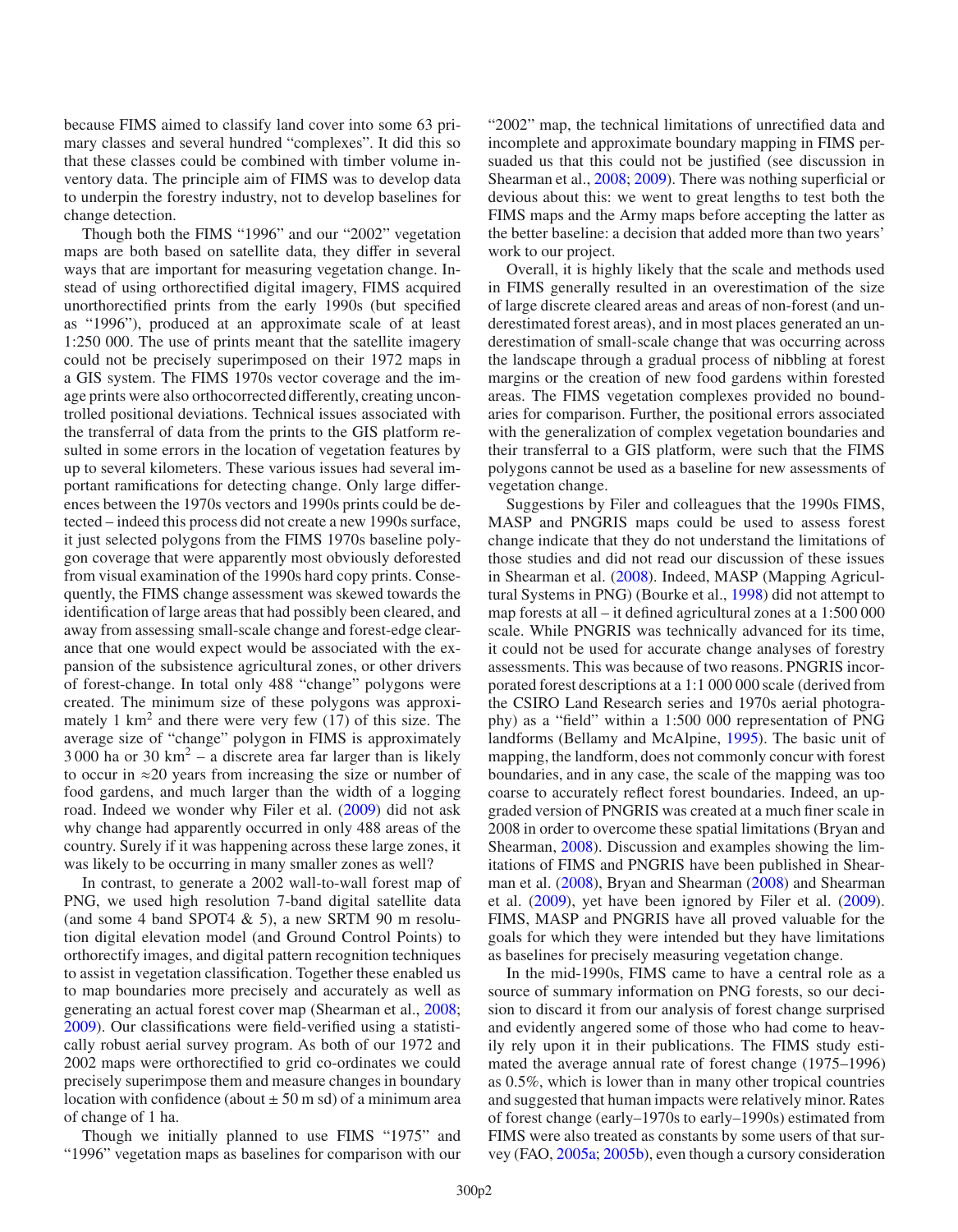because FIMS aimed to classify land cover into some 63 primary classes and several hundred "complexes". It did this so that these classes could be combined with timber volume inventory data. The principle aim of FIMS was to develop data to underpin the forestry industry, not to develop baselines for change detection.

Though both the FIMS "1996" and our "2002" vegetation maps are both based on satellite data, they differ in several ways that are important for measuring vegetation change. Instead of using orthorectified digital imagery, FIMS acquired unorthorectified prints from the early 1990s (but specified as "1996"), produced at an approximate scale of at least 1:250 000. The use of prints meant that the satellite imagery could not be precisely superimposed on their 1972 maps in a GIS system. The FIMS 1970s vector coverage and the image prints were also orthocorrected differently, creating uncontrolled positional deviations. Technical issues associated with the transferral of data from the prints to the GIS platform resulted in some errors in the location of vegetation features by up to several kilometers. These various issues had several important ramifications for detecting change. Only large differences between the 1970s vectors and 1990s prints could be detected – indeed this process did not create a new 1990s surface, it just selected polygons from the FIMS 1970s baseline polygon coverage that were apparently most obviously deforested from visual examination of the 1990s hard copy prints. Consequently, the FIMS change assessment was skewed towards the identification of large areas that had possibly been cleared, and away from assessing small-scale change and forest-edge clearance that one would expect would be associated with the expansion of the subsistence agricultural zones, or other drivers of forest-change. In total only 488 "change" polygons were created. The minimum size of these polygons was approximately 1 $km^2$ and there were very few (17) of this size. The average size of "change" polygon in FIMS is approximately 3 000 ha or 30 $km^2$ – a discrete area far larger than is likely to occur in ≈20 years from increasing the size or number of food gardens, and much larger than the width of a logging road. Indeed we wonder why Filer et al. (2009) did not ask why change had apparently occurred in only 488 areas of the country. Surely if it was happening across these large zones, it was likely to be occurring in many smaller zones as well?

In contrast, to generate a 2002 wall-to-wall forest map of PNG, we used high resolution 7-band digital satellite data (and some 4 band SPOT4 & 5), a new SRTM 90 m resolution digital elevation model (and Ground Control Points) to orthorectify images, and digital pattern recognition techniques to assist in vegetation classification. Together these enabled us to map boundaries more precisely and accurately as well as generating an actual forest cover map (Shearman et al., 2008; 2009). Our classifications were field-verified using a statistically robust aerial survey program. As both of our 1972 and 2002 maps were orthorectified to grid co-ordinates we could precisely superimpose them and measure changes in boundary location with confidence (about ± 50 m sd) of a minimum area of change of 1 ha.

Though we initially planned to use FIMS "1975" and "1996" vegetation maps as baselines for comparison with our "2002" map, the technical limitations of unrectified data and incomplete and approximate boundary mapping in FIMS persuaded us that this could not be justified (see discussion in Shearman et al., 2008; 2009). There was nothing superficial or devious about this: we went to great lengths to test both the FIMS maps and the Army maps before accepting the latter as the better baseline: a decision that added more than two years' work to our project.

Overall, it is highly likely that the scale and methods used in FIMS generally resulted in an overestimation of the size of large discrete cleared areas and areas of non-forest (and underestimated forest areas), and in most places generated an underestimation of small-scale change that was occurring across the landscape through a gradual process of nibbling at forest margins or the creation of new food gardens within forested areas. The FIMS vegetation complexes provided no boundaries for comparison. Further, the positional errors associated with the generalization of complex vegetation boundaries and their transferral to a GIS platform, were such that the FIMS polygons cannot be used as a baseline for new assessments of vegetation change.

Suggestions by Filer and colleagues that the 1990s FIMS, MASP and PNGRIS maps could be used to assess forest change indicate that they do not understand the limitations of those studies and did not read our discussion of these issues in Shearman et al. (2008). Indeed, MASP (Mapping Agricultural Systems in PNG) (Bourke et al., 1998) did not attempt to map forests at all – it defined agricultural zones at a 1:500 000 scale. While PNGRIS was technically advanced for its time, it could not be used for accurate change analyses of forestry assessments. This was because of two reasons. PNGRIS incorporated forest descriptions at a 1:1 000 000 scale (derived from the CSIRO Land Research series and 1970s aerial photography) as a "field" within a 1:500 000 representation of PNG landforms (Bellamy and McAlpine, 1995). The basic unit of mapping, the landform, does not commonly concur with forest boundaries, and in any case, the scale of the mapping was too coarse to accurately reflect forest boundaries. Indeed, an upgraded version of PNGRIS was created at a much finer scale in 2008 in order to overcome these spatial limitations (Bryan and Shearman, 2008). Discussion and examples showing the limitations of FIMS and PNGRIS have been published in Shearman et al. (2008), Bryan and Shearman (2008) and Shearman et al. (2009), yet have been ignored by Filer et al. (2009). FIMS, MASP and PNGRIS have all proved valuable for the goals for which they were intended but they have limitations as baselines for precisely measuring vegetation change.

In the mid-1990s, FIMS came to have a central role as a source of summary information on PNG forests, so our decision to discard it from our analysis of forest change surprised and evidently angered some of those who had come to heavily rely upon it in their publications. The FIMS study estimated the average annual rate of forest change (1975–1996) as 0.5%, which is lower than in many other tropical countries and suggested that human impacts were relatively minor. Rates of forest change (early–1970s to early–1990s) estimated from FIMS were also treated as constants by some users of that survey (FAO, 2005a; 2005b), even though a cursory consideration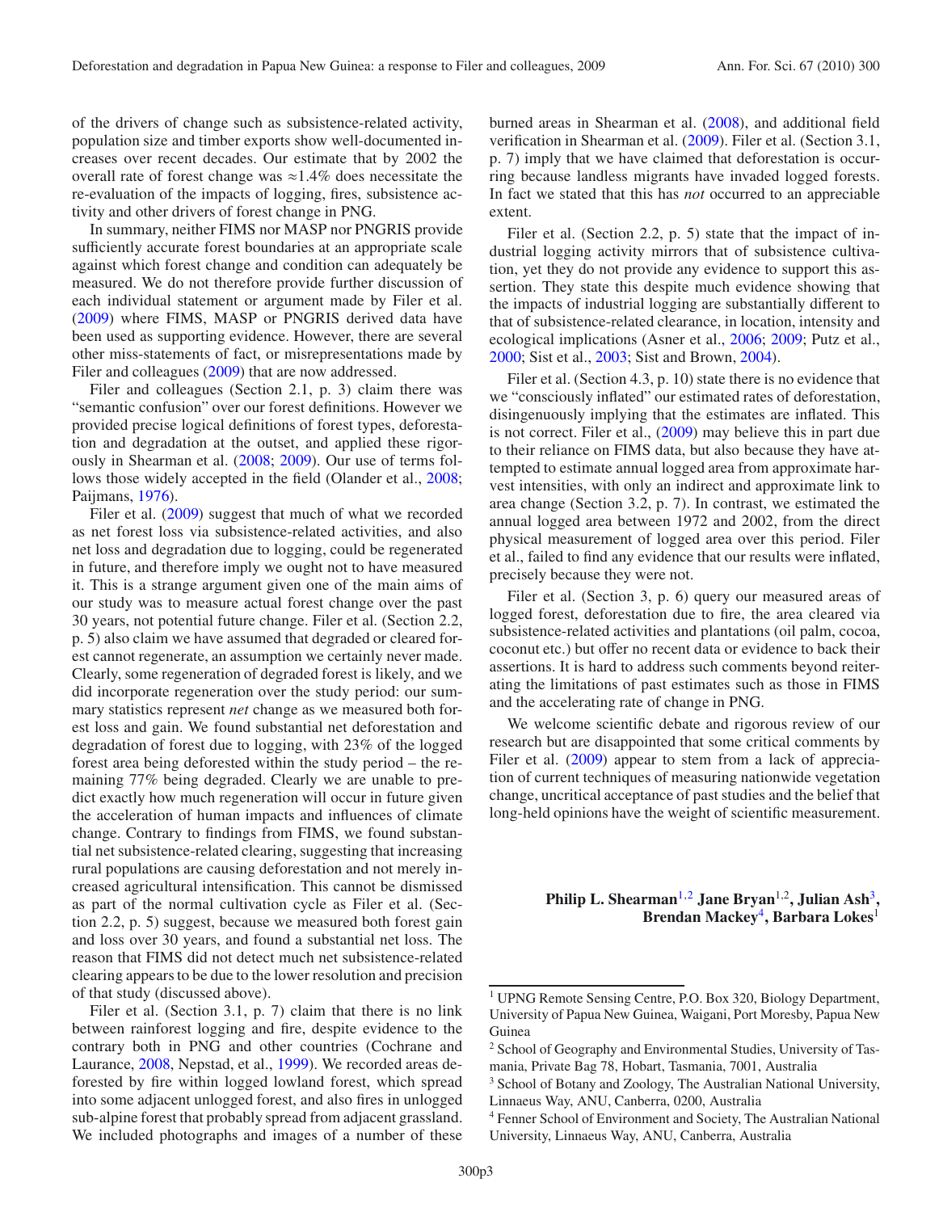of the drivers of change such as subsistence-related activity, population size and timber exports show well-documented increases over recent decades. Our estimate that by 2002 the overall rate of forest change was ≈1.4% does necessitate the re-evaluation of the impacts of logging, fires, subsistence activity and other drivers of forest change in PNG.

In summary, neither FIMS nor MASP nor PNGRIS provide sufficiently accurate forest boundaries at an appropriate scale against which forest change and condition can adequately be measured. We do not therefore provide further discussion of each individual statement or argument made by Filer et al. (2009) where FIMS, MASP or PNGRIS derived data have been used as supporting evidence. However, there are several other miss-statements of fact, or misrepresentations made by Filer and colleagues (2009) that are now addressed.

Filer and colleagues (Section 2.1, p. 3) claim there was "semantic confusion" over our forest definitions. However we provided precise logical definitions of forest types, deforestation and degradation at the outset, and applied these rigorously in Shearman et al. (2008; 2009). Our use of terms follows those widely accepted in the field (Olander et al., 2008; Paijmans, 1976).

Filer et al. (2009) suggest that much of what we recorded as net forest loss via subsistence-related activities, and also net loss and degradation due to logging, could be regenerated in future, and therefore imply we ought not to have measured it. This is a strange argument given one of the main aims of our study was to measure actual forest change over the past 30 years, not potential future change. Filer et al. (Section 2.2, p. 5) also claim we have assumed that degraded or cleared forest cannot regenerate, an assumption we certainly never made. Clearly, some regeneration of degraded forest is likely, and we did incorporate regeneration over the study period: our summary statistics represent *net* change as we measured both forest loss and gain. We found substantial net deforestation and degradation of forest due to logging, with 23% of the logged forest area being deforested within the study period – the remaining 77% being degraded. Clearly we are unable to predict exactly how much regeneration will occur in future given the acceleration of human impacts and influences of climate change. Contrary to findings from FIMS, we found substantial net subsistence-related clearing, suggesting that increasing rural populations are causing deforestation and not merely increased agricultural intensification. This cannot be dismissed as part of the normal cultivation cycle as Filer et al. (Section 2.2, p. 5) suggest, because we measured both forest gain and loss over 30 years, and found a substantial net loss. The reason that FIMS did not detect much net subsistence-related clearing appears to be due to the lower resolution and precision of that study (discussed above).

Filer et al. (Section 3.1, p. 7) claim that there is no link between rainforest logging and fire, despite evidence to the contrary both in PNG and other countries (Cochrane and Laurance, 2008, Nepstad, et al., 1999). We recorded areas deforested by fire within logged lowland forest, which spread into some adjacent unlogged forest, and also fires in unlogged sub-alpine forest that probably spread from adjacent grassland. We included photographs and images of a number of these burned areas in Shearman et al. (2008), and additional field verification in Shearman et al. (2009). Filer et al. (Section 3.1, p. 7) imply that we have claimed that deforestation is occurring because landless migrants have invaded logged forests. In fact we stated that this has *not* occurred to an appreciable extent.

Filer et al. (Section 2.2, p. 5) state that the impact of industrial logging activity mirrors that of subsistence cultivation, yet they do not provide any evidence to support this assertion. They state this despite much evidence showing that the impacts of industrial logging are substantially different to that of subsistence-related clearance, in location, intensity and ecological implications (Asner et al., 2006; 2009; Putz et al., 2000; Sist et al., 2003; Sist and Brown, 2004).

Filer et al. (Section 4.3, p. 10) state there is no evidence that we "consciously inflated" our estimated rates of deforestation, disingenuously implying that the estimates are inflated. This is not correct. Filer et al., (2009) may believe this in part due to their reliance on FIMS data, but also because they have attempted to estimate annual logged area from approximate harvest intensities, with only an indirect and approximate link to area change (Section 3.2, p. 7). In contrast, we estimated the annual logged area between 1972 and 2002, from the direct physical measurement of logged area over this period. Filer et al., failed to find any evidence that our results were inflated, precisely because they were not.

Filer et al. (Section 3, p. 6) query our measured areas of logged forest, deforestation due to fire, the area cleared via subsistence-related activities and plantations (oil palm, cocoa, coconut etc.) but offer no recent data or evidence to back their assertions. It is hard to address such comments beyond reiterating the limitations of past estimates such as those in FIMS and the accelerating rate of change in PNG.

We welcome scientific debate and rigorous review of our research but are disappointed that some critical comments by Filer et al. (2009) appear to stem from a lack of appreciation of current techniques of measuring nationwide vegetation change, uncritical acceptance of past studies and the belief that long-held opinions have the weight of scientific measurement.

**Philip L. Shearman[1,2] Jane Bryan[1,2], Julian Ash[3], Brendan Mackey[4], Barbara Lokes[1]**

[1] UPNG Remote Sensing Centre, P.O. Box 320, Biology Department, University of Papua New Guinea, Waigani, Port Moresby, Papua New Guinea

[2] School of Geography and Environmental Studies, University of Tasmania, Private Bag 78, Hobart, Tasmania, 7001, Australia

[3] School of Botany and Zoology, The Australian National University, Linnaeus Way, ANU, Canberra, 0200, Australia

[4] Fenner School of Environment and Society, The Australian National University, Linnaeus Way, ANU, Canberra, Australia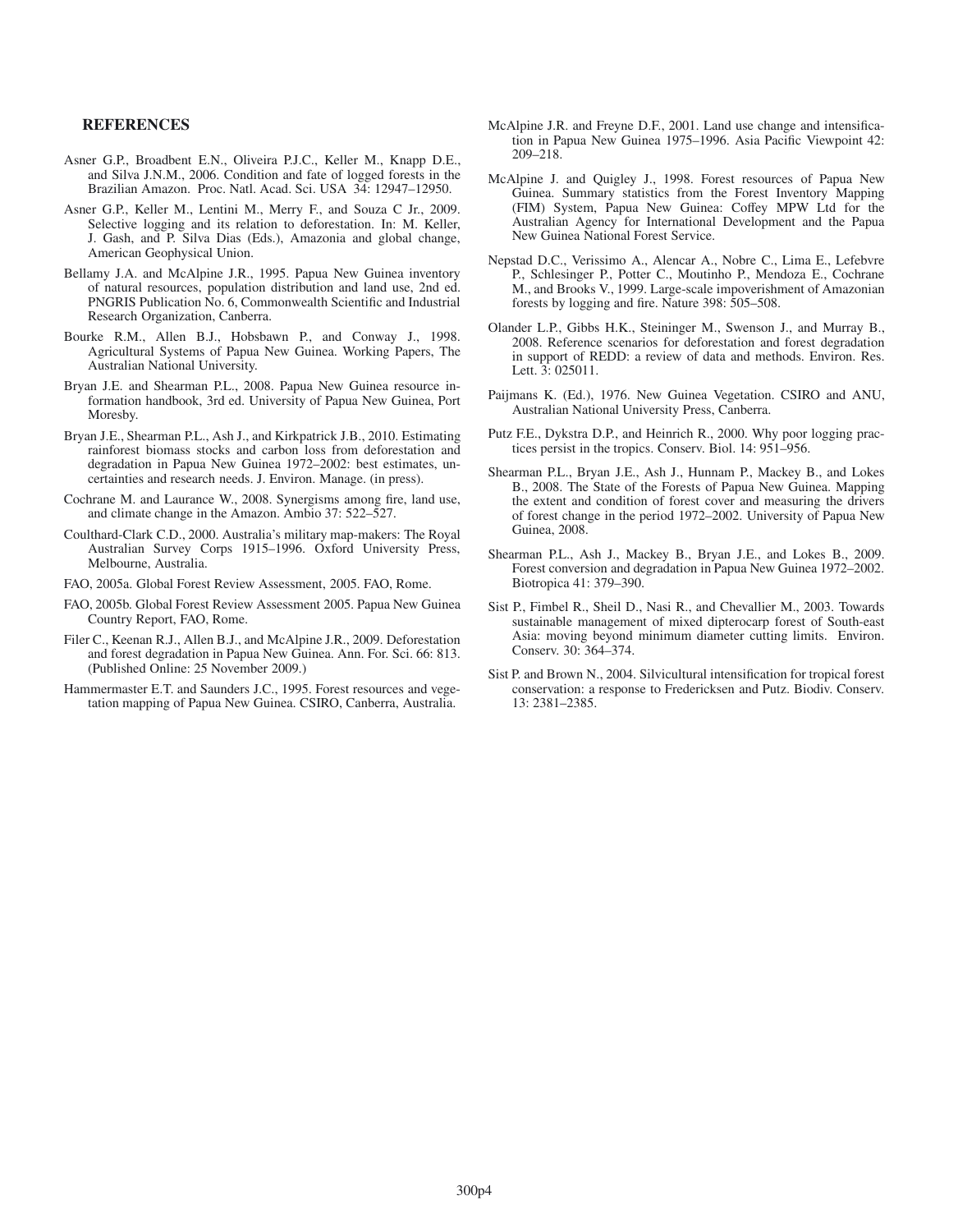## REFERENCES

Asner G.P., Broadbent E.N., Oliveira P.J.C., Keller M., Knapp D.E., and Silva J.N.M., 2006. Condition and fate of logged forests in the Brazilian Amazon. Proc. Natl. Acad. Sci. USA 34: 12947–12950.

Asner G.P., Keller M., Lentini M., Merry F., and Souza C Jr., 2009. Selective logging and its relation to deforestation. In: M. Keller, J. Gash, and P. Silva Dias (Eds.), Amazonia and global change, American Geophysical Union.

Bellamy J.A. and McAlpine J.R., 1995. Papua New Guinea inventory of natural resources, population distribution and land use, 2nd ed. PNGRIS Publication No. 6, Commonwealth Scientific and Industrial Research Organization, Canberra.

Bourke R.M., Allen B.J., Hobsbawn P., and Conway J., 1998. Agricultural Systems of Papua New Guinea. Working Papers, The Australian National University.

Bryan J.E. and Shearman P.L., 2008. Papua New Guinea resource information handbook, 3rd ed. University of Papua New Guinea, Port Moresby.

Bryan J.E., Shearman P.L., Ash J., and Kirkpatrick J.B., 2010. Estimating rainforest biomass stocks and carbon loss from deforestation and degradation in Papua New Guinea 1972–2002: best estimates, uncertainties and research needs. J. Environ. Manage. (in press).

Cochrane M. and Laurance W., 2008. Synergisms among fire, land use, and climate change in the Amazon. Ambio 37: 522–527.

Coulthard-Clark C.D., 2000. Australia's military map-makers: The Royal Australian Survey Corps 1915–1996. Oxford University Press, Melbourne, Australia.

FAO, 2005a. Global Forest Review Assessment, 2005. FAO, Rome.

FAO, 2005b. Global Forest Review Assessment 2005. Papua New Guinea Country Report, FAO, Rome.

Filer C., Keenan R.J., Allen B.J., and McAlpine J.R., 2009. Deforestation and forest degradation in Papua New Guinea. Ann. For. Sci. 66: 813. (Published Online: 25 November 2009.)

Hammermaster E.T. and Saunders J.C., 1995. Forest resources and vegetation mapping of Papua New Guinea. CSIRO, Canberra, Australia.

McAlpine J.R. and Freyne D.F., 2001. Land use change and intensification in Papua New Guinea 1975–1996. Asia Pacific Viewpoint 42: 209–218.

McAlpine J. and Quigley J., 1998. Forest resources of Papua New Guinea. Summary statistics from the Forest Inventory Mapping (FIM) System, Papua New Guinea: Coffey MPW Ltd for the Australian Agency for International Development and the Papua New Guinea National Forest Service.

Nepstad D.C., Verissimo A., Alencar A., Nobre C., Lima E., Lefebvre P., Schlesinger P., Potter C., Moutinho P., Mendoza E., Cochrane M., and Brooks V., 1999. Large-scale impoverishment of Amazonian forests by logging and fire. Nature 398: 505–508.

Olander L.P., Gibbs H.K., Steininger M., Swenson J., and Murray B., 2008. Reference scenarios for deforestation and forest degradation in support of REDD: a review of data and methods. Environ. Res. Lett. 3: 025011.

Paijmans K. (Ed.), 1976. New Guinea Vegetation. CSIRO and ANU, Australian National University Press, Canberra.

Putz F.E., Dykstra D.P., and Heinrich R., 2000. Why poor logging practices persist in the tropics. Conserv. Biol. 14: 951–956.

Shearman P.L., Bryan J.E., Ash J., Hunnam P., Mackey B., and Lokes B., 2008. The State of the Forests of Papua New Guinea. Mapping the extent and condition of forest cover and measuring the drivers of forest change in the period 1972–2002. University of Papua New Guinea, 2008.

Shearman P.L., Ash J., Mackey B., Bryan J.E., and Lokes B., 2009. Forest conversion and degradation in Papua New Guinea 1972–2002. Biotropica 41: 379–390.

Sist P., Fimbel R., Sheil D., Nasi R., and Chevallier M., 2003. Towards sustainable management of mixed dipterocarp forest of South-east Asia: moving beyond minimum diameter cutting limits. Environ. Conserv. 30: 364–374.

Sist P. and Brown N., 2004. Silvicultural intensification for tropical forest conservation: a response to Fredericksen and Putz. Biodiv. Conserv. 13: 2381–2385.